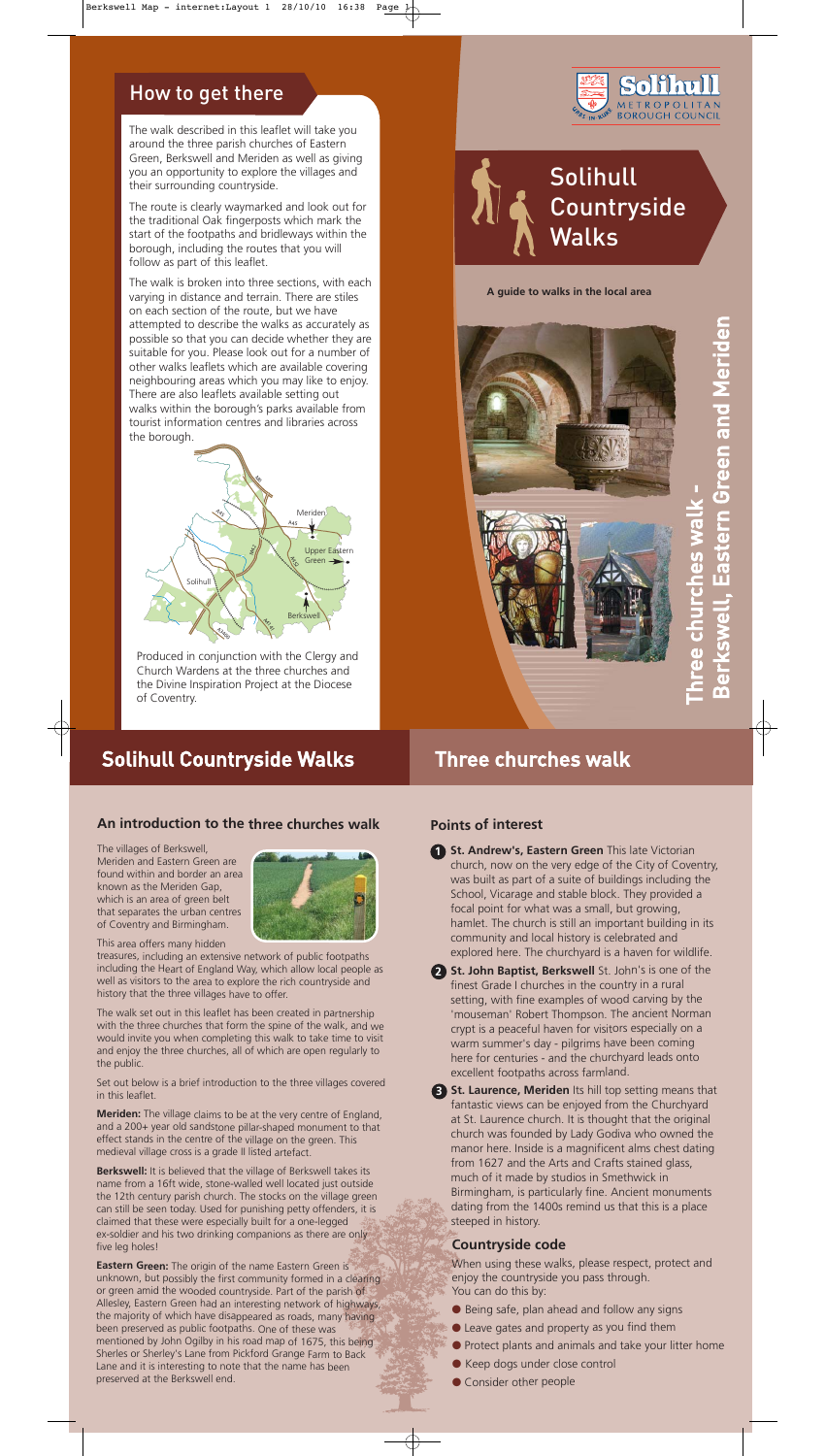## How to get there

The walk described in this leaflet will take you around the three parish churches of Eastern Green, Berkswell and Meriden as well as giving you an opportunity to explore the villages and their surrounding countryside.

The route is clearly waymarked and look out for the traditional Oak fingerposts which mark the start of the footpaths and bridleways within the borough, including the routes that you will follow as part of this leaflet.

The walk is broken into three sections, with each varying in distance and terrain. There are stiles on each section of the route, but we have attempted to describe the walks as accurately as possible so that you can decide whether they are suitable for you. Please look out for a number of other walks leaflets which are available covering neighbouring areas which you may like to enjoy. There are also leaflets available setting out walks within the borough's parks available from tourist information centres and libraries across the borough.

Meriden
Upper Eastern Green
Solihull
Berkswell

Produced in conjunction with the Clergy and Church Wardens at the three churches and the Divine Inspiration Project at the Diocese of Coventry.

Solihull Metropolitan Borough Council

# Solihull Countryside Walks

**A guide to walks in the local area**

# Three churches walk - Berkswell, Eastern Green and Meriden

## Solihull Countryside Walks

## Three churches walk

### An introduction to the three churches walk

The villages of Berkswell, Meriden and Eastern Green are found within and border an area known as the Meriden Gap, which is an area of green belt that separates the urban centres of Coventry and Birmingham.

This area offers many hidden treasures, including an extensive network of public footpaths including the Heart of England Way, which allow local people as well as visitors to the area to explore the rich countryside and history that the three villages have to offer.

The walk set out in this leaflet has been created in partnership with the three churches that form the spine of the walk, and we would invite you when completing this walk to take time to visit and enjoy the three churches, all of which are open regularly to the public.

Set out below is a brief introduction to the three villages covered in this leaflet.

**Meriden:** The village claims to be at the very centre of England, and a 200+ year old sandstone pillar-shaped monument to that effect stands in the centre of the village on the green. This medieval village cross is a grade II listed artefact.

**Berkswell:** It is believed that the village of Berkswell takes its name from a 16ft wide, stone-walled well located just outside the 12th century parish church. The stocks on the village green can still be seen today. Used for punishing petty offenders, it is claimed that these were especially built for a one-legged ex-soldier and his two drinking companions as there are only five leg holes!

**Eastern Green:** The origin of the name Eastern Green is unknown, but possibly the first community formed in a clearing or green amid the wooded countryside. Part of the parish of Allesley, Eastern Green had an interesting network of highways, the majority of which have disappeared as roads, many having been preserved as public footpaths. One of these was mentioned by John Ogilby in his road map of 1675, this being Sherles or Sherley's Lane from Pickford Grange Farm to Back Lane and it is interesting to note that the name has been preserved at the Berkswell end.

### Points of interest

1. **St. Andrew's, Eastern Green** This late Victorian church, now on the very edge of the City of Coventry, was built as part of a suite of buildings including the School, Vicarage and stable block. They provided a focal point for what was a small, but growing, hamlet. The church is still an important building in its community and local history is celebrated and explored here. The churchyard is a haven for wildlife.

2. **St. John Baptist, Berkswell** St. John's is one of the finest Grade I churches in the country in a rural setting, with fine examples of wood carving by the 'mouseman' Robert Thompson. The ancient Norman crypt is a peaceful haven for visitors especially on a warm summer's day - pilgrims have been coming here for centuries - and the churchyard leads onto excellent footpaths across farmland.

3. **St. Laurence, Meriden** Its hill top setting means that fantastic views can be enjoyed from the Churchyard at St. Laurence church. It is thought that the original church was founded by Lady Godiva who owned the manor here. Inside is a magnificent alms chest dating from 1627 and the Arts and Crafts stained glass, much of it made by studios in Smethwick in Birmingham, is particularly fine. Ancient monuments dating from the 1400s remind us that this is a place steeped in history.

### Countryside code

When using these walks, please respect, protect and enjoy the countryside you pass through.
You can do this by:

- Being safe, plan ahead and follow any signs
- Leave gates and property as you find them
- Protect plants and animals and take your litter home
- Keep dogs under close control
- Consider other people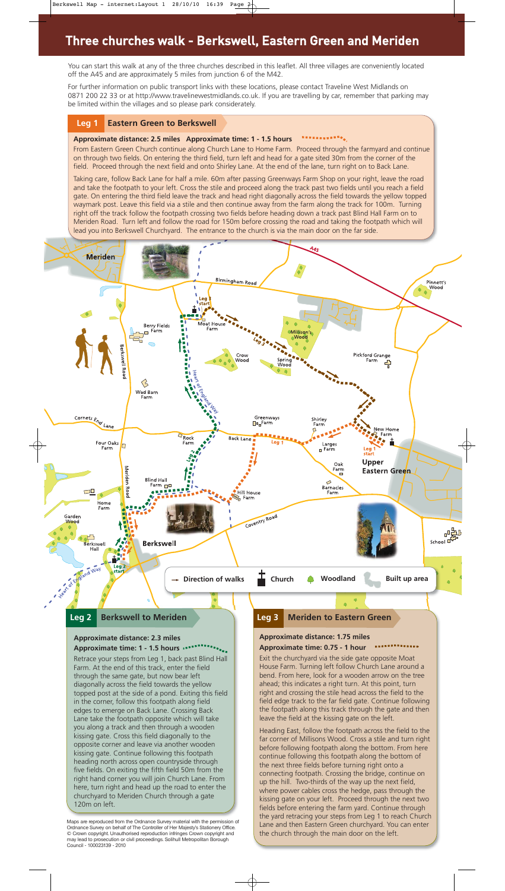# Three churches walk - Berkswell, Eastern Green and Meriden

You can start this walk at any of the three churches described in this leaflet. All three villages are conveniently located off the A45 and are approximately 5 miles from junction 6 of the M42.

For further information on public transport links with these locations, please contact Traveline West Midlands on 0871 200 22 33 or at http://www.travelinewestmidlands.co.uk. If you are travelling by car, remember that parking may be limited within the villages and so please park considerately.

## Leg 1 Eastern Green to Berkswell

**Approximate distance: 2.5 miles Approximate time: 1 - 1.5 hours**

From Eastern Green Church continue along Church Lane to Home Farm. Proceed through the farmyard and continue on through two fields. On entering the third field, turn left and head for a gate sited 30m from the corner of the field. Proceed through the next field and onto Shirley Lane. At the end of the lane, turn right on to Back Lane.

Taking care, follow Back Lane for half a mile. 60m after passing Greenways Farm Shop on your right, leave the road and take the footpath to your left. Cross the stile and proceed along the track past two fields until you reach a field gate. On entering the third field leave the track and head right diagonally across the field towards the yellow topped waymark post. Leave this field via a stile and then continue away from the farm along the track for 100m. Turning right off the track follow the footpath crossing two fields before heading down a track past Blind Hall Farm on to Meriden Road. Turn left and follow the road for 150m before crossing the road and taking the footpath which will lead you into Berkswell Churchyard. The entrance to the church is via the main door on the far side.

Meriden
A45
Birmingham Road
Pinnett's Wood
Leg 3 start
Moat House Farm
Berry Fields Farm
Millison's Wood
Leg 3
Berkswell Road
Crow Wood
Spring Wood
Pickford Grange Farm
Heart of England Way
Wad Barn Farm
Cornets End Lane
Greenways Farm
Shirley Farm
New Home Farm
Four Oaks Farm
Rock Farm
Back Lane
Leg 1
Larges Farm
Leg 1 start
Leg 2
Oak Farm
Upper Eastern Green
Meriden Road
Blind Hall Farm
Barnacles Farm
Hill House Farm
Home Farm
Coventry Road
Garden Wood
School
Berkswell Hall
Berkswell
Leg 2 start
Heart of England Way
Direction of walks
Church
Woodland
Built up area

## Leg 2 Berkswell to Meriden

**Approximate distance: 2.3 miles**
**Approximate time: 1 - 1.5 hours**

Retrace your steps from Leg 1, back past Blind Hall Farm. At the end of this track, enter the field through the same gate, but now bear left diagonally across the field towards the yellow topped post at the side of a pond. Exiting this field in the corner, follow this footpath along field edges to emerge on Back Lane. Crossing Back Lane take the footpath opposite which will take you along a track and then through a wooden kissing gate. Cross this field diagonally to the opposite corner and leave via another wooden kissing gate. Continue following this footpath heading north across open countryside through five fields. On exiting the fifth field 50m from the right hand corner you will join Church Lane. From here, turn right and head up the road to enter the churchyard to Meriden Church through a gate 120m on left.

Maps are reproduced from the Ordnance Survey material with the permission of Ordnance Survey on behalf of The Controller of Her Majesty's Stationery Office. © Crown copyright. Unauthorised reproduction infringes Crown copyright and may lead to prosecution or civil proceedings. Solihull Metropolitan Borough Council - 100023139 - 2010

## Leg 3 Meriden to Eastern Green

**Approximate distance: 1.75 miles**
**Approximate time: 0.75 - 1 hour**

Exit the churchyard via the side gate opposite Moat House Farm. Turning left follow Church Lane around a bend. From here, look for a wooden arrow on the tree ahead; this indicates a right turn. At this point, turn right and crossing the stile head across the field to the field edge track to the far field gate. Continue following the footpath along this track through the gate and then leave the field at the kissing gate on the left.

Heading East, follow the footpath across the field to the far corner of Millisons Wood. Cross a stile and turn right before following footpath along the bottom. From here continue following this footpath along the bottom of the next three fields before turning right onto a connecting footpath. Crossing the bridge, continue on up the hill. Two-thirds of the way up the next field, where power cables cross the hedge, pass through the kissing gate on your left. Proceed through the next two fields before entering the farm yard. Continue through the yard retracing your steps from Leg 1 to reach Church Lane and then Eastern Green churchyard. You can enter the church through the main door on the left.